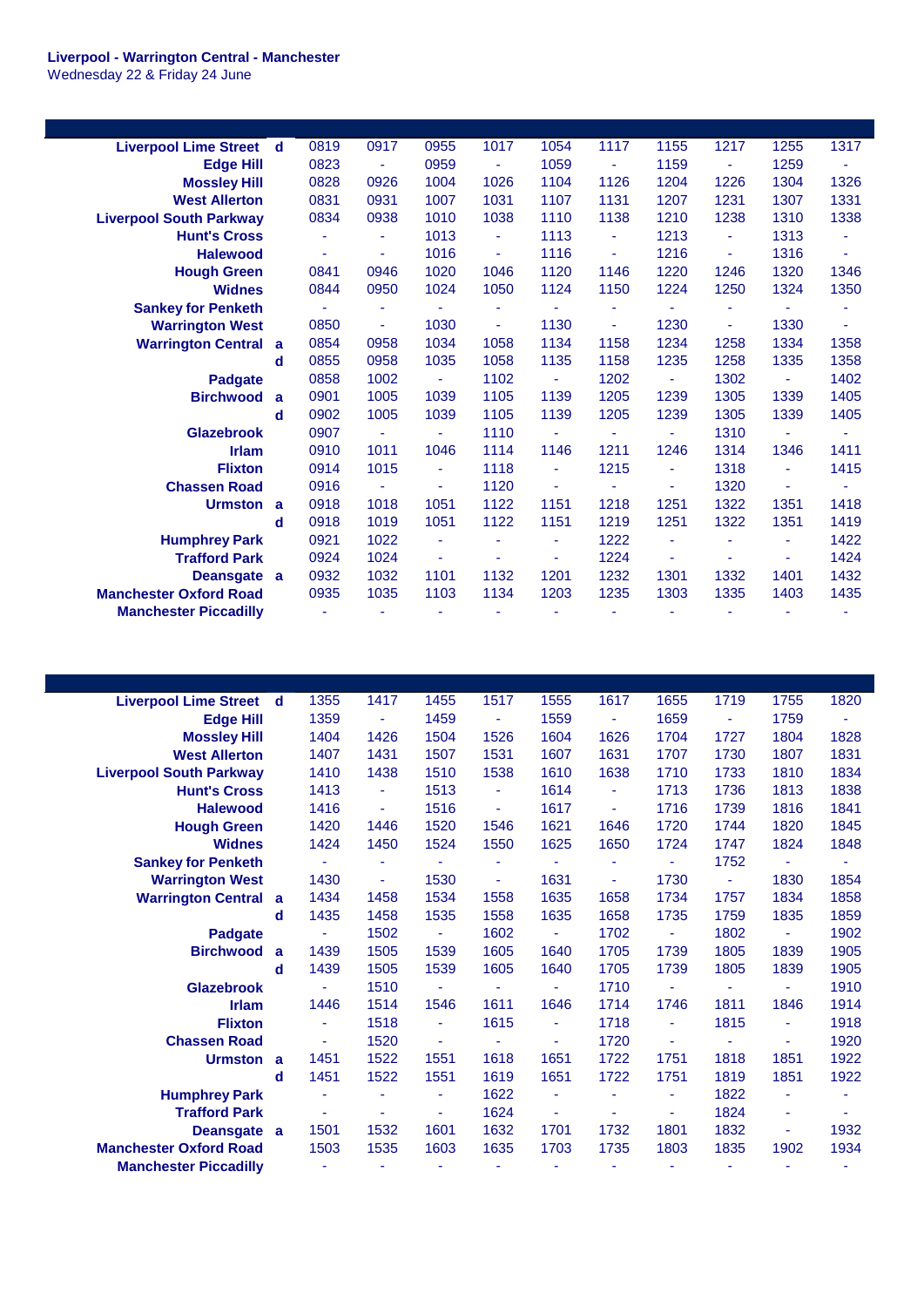**Liverpool - Warrington Central - Manchester**
Wednesday 22 & Friday 24 June

| Station | | | | | | | | | | | |
|---|---|---|---|---|---|---|---|---|---|---|---|
| Liverpool Lime Street | d | 0819 | 0917 | 0955 | 1017 | 1054 | 1117 | 1155 | 1217 | 1255 | 1317 |
| Edge Hill | | 0823 | - | 0959 | - | 1059 | - | 1159 | - | 1259 | - |
| Mossley Hill | | 0828 | 0926 | 1004 | 1026 | 1104 | 1126 | 1204 | 1226 | 1304 | 1326 |
| West Allerton | | 0831 | 0931 | 1007 | 1031 | 1107 | 1131 | 1207 | 1231 | 1307 | 1331 |
| Liverpool South Parkway | | 0834 | 0938 | 1010 | 1038 | 1110 | 1138 | 1210 | 1238 | 1310 | 1338 |
| Hunt's Cross | | - | - | 1013 | - | 1113 | - | 1213 | - | 1313 | - |
| Halewood | | - | - | 1016 | - | 1116 | - | 1216 | - | 1316 | - |
| Hough Green | | 0841 | 0946 | 1020 | 1046 | 1120 | 1146 | 1220 | 1246 | 1320 | 1346 |
| Widnes | | 0844 | 0950 | 1024 | 1050 | 1124 | 1150 | 1224 | 1250 | 1324 | 1350 |
| Sankey for Penketh | | - | - | - | - | - | - | - | - | - | - |
| Warrington West | | 0850 | - | 1030 | - | 1130 | - | 1230 | - | 1330 | - |
| Warrington Central | a | 0854 | 0958 | 1034 | 1058 | 1134 | 1158 | 1234 | 1258 | 1334 | 1358 |
| | d | 0855 | 0958 | 1035 | 1058 | 1135 | 1158 | 1235 | 1258 | 1335 | 1358 |
| Padgate | | 0858 | 1002 | - | 1102 | - | 1202 | - | 1302 | - | 1402 |
| Birchwood | a | 0901 | 1005 | 1039 | 1105 | 1139 | 1205 | 1239 | 1305 | 1339 | 1405 |
| | d | 0902 | 1005 | 1039 | 1105 | 1139 | 1205 | 1239 | 1305 | 1339 | 1405 |
| Glazebrook | | 0907 | - | - | 1110 | - | - | - | 1310 | - | - |
| Irlam | | 0910 | 1011 | 1046 | 1114 | 1146 | 1211 | 1246 | 1314 | 1346 | 1411 |
| Flixton | | 0914 | 1015 | - | 1118 | - | 1215 | - | 1318 | - | 1415 |
| Chassen Road | | 0916 | - | - | 1120 | - | - | - | 1320 | - | - |
| Urmston | a | 0918 | 1018 | 1051 | 1122 | 1151 | 1218 | 1251 | 1322 | 1351 | 1418 |
| | d | 0918 | 1019 | 1051 | 1122 | 1151 | 1219 | 1251 | 1322 | 1351 | 1419 |
| Humphrey Park | | 0921 | 1022 | - | - | - | 1222 | - | - | - | 1422 |
| Trafford Park | | 0924 | 1024 | - | - | - | 1224 | - | - | - | 1424 |
| Deansgate | a | 0932 | 1032 | 1101 | 1132 | 1201 | 1232 | 1301 | 1332 | 1401 | 1432 |
| Manchester Oxford Road | | 0935 | 1035 | 1103 | 1134 | 1203 | 1235 | 1303 | 1335 | 1403 | 1435 |
| Manchester Piccadilly | | - | - | - | - | - | - | - | - | - | - |

| Station | | | | | | | | | | | |
|---|---|---|---|---|---|---|---|---|---|---|---|
| Liverpool Lime Street | d | 1355 | 1417 | 1455 | 1517 | 1555 | 1617 | 1655 | 1719 | 1755 | 1820 |
| Edge Hill | | 1359 | - | 1459 | - | 1559 | - | 1659 | - | 1759 | - |
| Mossley Hill | | 1404 | 1426 | 1504 | 1526 | 1604 | 1626 | 1704 | 1727 | 1804 | 1828 |
| West Allerton | | 1407 | 1431 | 1507 | 1531 | 1607 | 1631 | 1707 | 1730 | 1807 | 1831 |
| Liverpool South Parkway | | 1410 | 1438 | 1510 | 1538 | 1610 | 1638 | 1710 | 1733 | 1810 | 1834 |
| Hunt's Cross | | 1413 | - | 1513 | - | 1614 | - | 1713 | 1736 | 1813 | 1838 |
| Halewood | | 1416 | - | 1516 | - | 1617 | - | 1716 | 1739 | 1816 | 1841 |
| Hough Green | | 1420 | 1446 | 1520 | 1546 | 1621 | 1646 | 1720 | 1744 | 1820 | 1845 |
| Widnes | | 1424 | 1450 | 1524 | 1550 | 1625 | 1650 | 1724 | 1747 | 1824 | 1848 |
| Sankey for Penketh | | - | - | - | - | - | - | - | 1752 | - | - |
| Warrington West | | 1430 | - | 1530 | - | 1631 | - | 1730 | - | 1830 | 1854 |
| Warrington Central | a | 1434 | 1458 | 1534 | 1558 | 1635 | 1658 | 1734 | 1757 | 1834 | 1858 |
| | d | 1435 | 1458 | 1535 | 1558 | 1635 | 1658 | 1735 | 1759 | 1835 | 1859 |
| Padgate | | - | 1502 | - | 1602 | - | 1702 | - | 1802 | - | 1902 |
| Birchwood | a | 1439 | 1505 | 1539 | 1605 | 1640 | 1705 | 1739 | 1805 | 1839 | 1905 |
| | d | 1439 | 1505 | 1539 | 1605 | 1640 | 1705 | 1739 | 1805 | 1839 | 1905 |
| Glazebrook | | - | 1510 | - | - | - | 1710 | - | - | - | 1910 |
| Irlam | | 1446 | 1514 | 1546 | 1611 | 1646 | 1714 | 1746 | 1811 | 1846 | 1914 |
| Flixton | | - | 1518 | - | 1615 | - | 1718 | - | 1815 | - | 1918 |
| Chassen Road | | - | 1520 | - | - | - | 1720 | - | - | - | 1920 |
| Urmston | a | 1451 | 1522 | 1551 | 1618 | 1651 | 1722 | 1751 | 1818 | 1851 | 1922 |
| | d | 1451 | 1522 | 1551 | 1619 | 1651 | 1722 | 1751 | 1819 | 1851 | 1922 |
| Humphrey Park | | - | - | - | 1622 | - | - | - | 1822 | - | - |
| Trafford Park | | - | - | - | 1624 | - | - | - | 1824 | - | - |
| Deansgate | a | 1501 | 1532 | 1601 | 1632 | 1701 | 1732 | 1801 | 1832 | - | 1932 |
| Manchester Oxford Road | | 1503 | 1535 | 1603 | 1635 | 1703 | 1735 | 1803 | 1835 | 1902 | 1934 |
| Manchester Piccadilly | | - | - | - | - | - | - | - | - | - | - |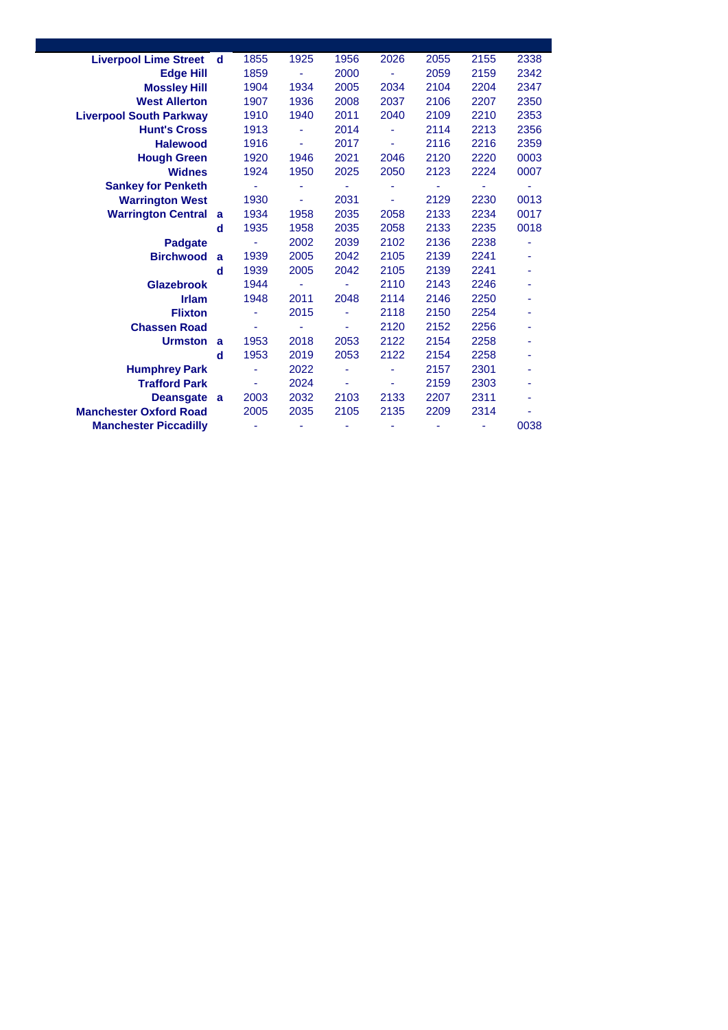| Station | | | | | | | | |
|---|---|---|---|---|---|---|---|---|
| **Liverpool Lime Street** | **d** | 1855 | 1925 | 1956 | 2026 | 2055 | 2155 | 2338 |
| **Edge Hill** | | 1859 | - | 2000 | - | 2059 | 2159 | 2342 |
| **Mossley Hill** | | 1904 | 1934 | 2005 | 2034 | 2104 | 2204 | 2347 |
| **West Allerton** | | 1907 | 1936 | 2008 | 2037 | 2106 | 2207 | 2350 |
| **Liverpool South Parkway** | | 1910 | 1940 | 2011 | 2040 | 2109 | 2210 | 2353 |
| **Hunt's Cross** | | 1913 | - | 2014 | - | 2114 | 2213 | 2356 |
| **Halewood** | | 1916 | - | 2017 | - | 2116 | 2216 | 2359 |
| **Hough Green** | | 1920 | 1946 | 2021 | 2046 | 2120 | 2220 | 0003 |
| **Widnes** | | 1924 | 1950 | 2025 | 2050 | 2123 | 2224 | 0007 |
| **Sankey for Penketh** | | - | - | - | - | - | - | - |
| **Warrington West** | | 1930 | - | 2031 | - | 2129 | 2230 | 0013 |
| **Warrington Central** | **a** | 1934 | 1958 | 2035 | 2058 | 2133 | 2234 | 0017 |
| | **d** | 1935 | 1958 | 2035 | 2058 | 2133 | 2235 | 0018 |
| **Padgate** | | - | 2002 | 2039 | 2102 | 2136 | 2238 | - |
| **Birchwood** | **a** | 1939 | 2005 | 2042 | 2105 | 2139 | 2241 | - |
| | **d** | 1939 | 2005 | 2042 | 2105 | 2139 | 2241 | - |
| **Glazebrook** | | 1944 | - | - | 2110 | 2143 | 2246 | - |
| **Irlam** | | 1948 | 2011 | 2048 | 2114 | 2146 | 2250 | - |
| **Flixton** | | - | 2015 | - | 2118 | 2150 | 2254 | - |
| **Chassen Road** | | - | - | - | 2120 | 2152 | 2256 | - |
| **Urmston** | **a** | 1953 | 2018 | 2053 | 2122 | 2154 | 2258 | - |
| | **d** | 1953 | 2019 | 2053 | 2122 | 2154 | 2258 | - |
| **Humphrey Park** | | - | 2022 | - | - | 2157 | 2301 | - |
| **Trafford Park** | | - | 2024 | - | - | 2159 | 2303 | - |
| **Deansgate** | **a** | 2003 | 2032 | 2103 | 2133 | 2207 | 2311 | - |
| **Manchester Oxford Road** | | 2005 | 2035 | 2105 | 2135 | 2209 | 2314 | - |
| **Manchester Piccadilly** | | - | - | - | - | - | - | 0038 |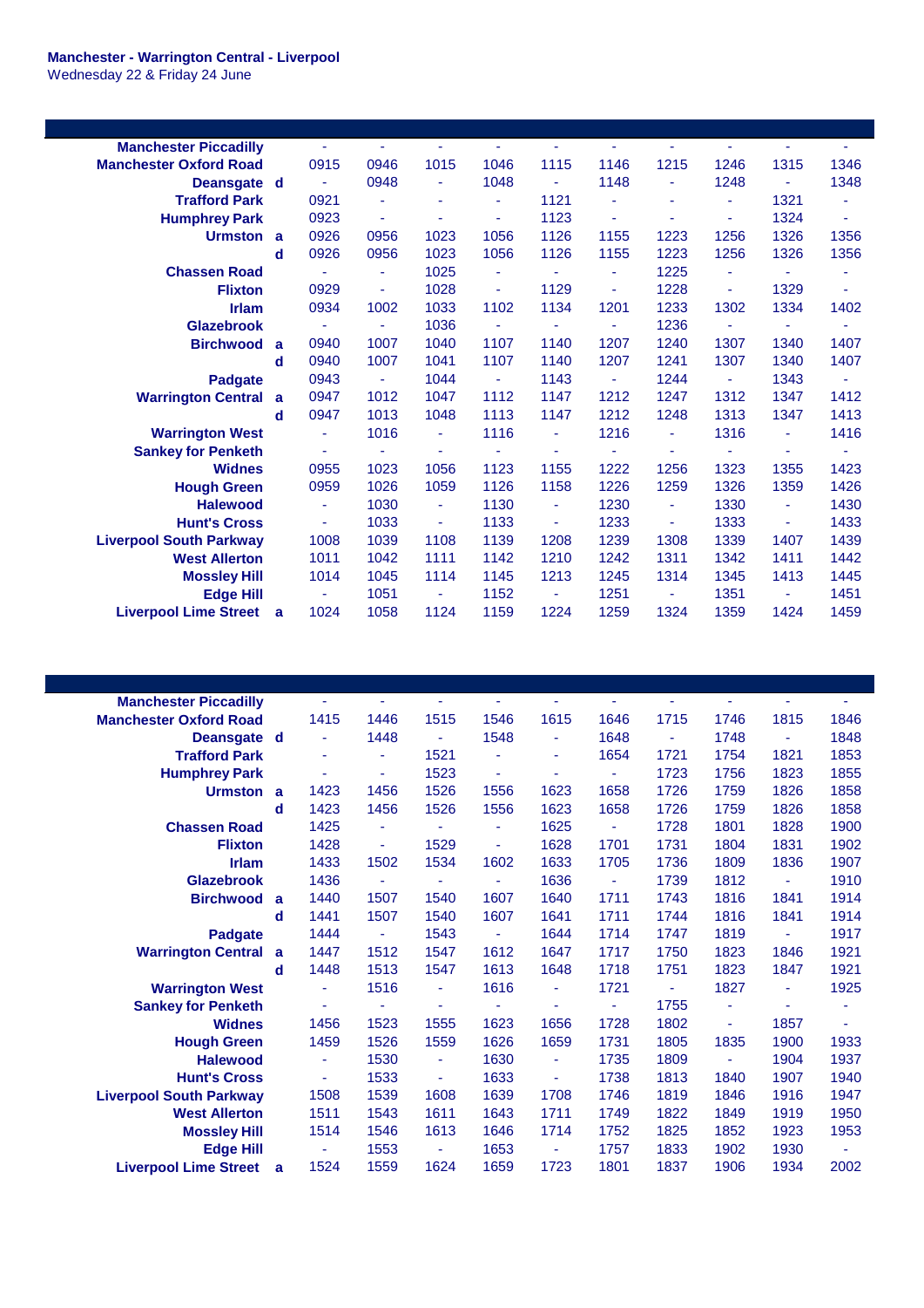**Manchester - Warrington Central - Liverpool**
Wednesday 22 & Friday 24 June

| | | | | | | | | | | | |
|---|---|---|---|---|---|---|---|---|---|---|---|
| Manchester Piccadilly | | - | - | - | - | - | - | - | - | - | - |
| Manchester Oxford Road | | 0915 | 0946 | 1015 | 1046 | 1115 | 1146 | 1215 | 1246 | 1315 | 1346 |
| Deansgate | d | - | 0948 | - | 1048 | - | 1148 | - | 1248 | - | 1348 |
| Trafford Park | | 0921 | - | - | - | 1121 | - | - | - | 1321 | - |
| Humphrey Park | | 0923 | - | - | - | 1123 | - | - | - | 1324 | - |
| Urmston | a | 0926 | 0956 | 1023 | 1056 | 1126 | 1155 | 1223 | 1256 | 1326 | 1356 |
| | d | 0926 | 0956 | 1023 | 1056 | 1126 | 1155 | 1223 | 1256 | 1326 | 1356 |
| Chassen Road | | - | - | 1025 | - | - | - | 1225 | - | - | - |
| Flixton | | 0929 | - | 1028 | - | 1129 | - | 1228 | - | 1329 | - |
| Irlam | | 0934 | 1002 | 1033 | 1102 | 1134 | 1201 | 1233 | 1302 | 1334 | 1402 |
| Glazebrook | | - | - | 1036 | - | - | - | 1236 | - | - | - |
| Birchwood | a | 0940 | 1007 | 1040 | 1107 | 1140 | 1207 | 1240 | 1307 | 1340 | 1407 |
| | d | 0940 | 1007 | 1041 | 1107 | 1140 | 1207 | 1241 | 1307 | 1340 | 1407 |
| Padgate | | 0943 | - | 1044 | - | 1143 | - | 1244 | - | 1343 | - |
| Warrington Central | a | 0947 | 1012 | 1047 | 1112 | 1147 | 1212 | 1247 | 1312 | 1347 | 1412 |
| | d | 0947 | 1013 | 1048 | 1113 | 1147 | 1212 | 1248 | 1313 | 1347 | 1413 |
| Warrington West | | - | 1016 | - | 1116 | - | 1216 | - | 1316 | - | 1416 |
| Sankey for Penketh | | - | - | - | - | - | - | - | - | - | - |
| Widnes | | 0955 | 1023 | 1056 | 1123 | 1155 | 1222 | 1256 | 1323 | 1355 | 1423 |
| Hough Green | | 0959 | 1026 | 1059 | 1126 | 1158 | 1226 | 1259 | 1326 | 1359 | 1426 |
| Halewood | | - | 1030 | - | 1130 | - | 1230 | - | 1330 | - | 1430 |
| Hunt's Cross | | - | 1033 | - | 1133 | - | 1233 | - | 1333 | - | 1433 |
| Liverpool South Parkway | | 1008 | 1039 | 1108 | 1139 | 1208 | 1239 | 1308 | 1339 | 1407 | 1439 |
| West Allerton | | 1011 | 1042 | 1111 | 1142 | 1210 | 1242 | 1311 | 1342 | 1411 | 1442 |
| Mossley Hill | | 1014 | 1045 | 1114 | 1145 | 1213 | 1245 | 1314 | 1345 | 1413 | 1445 |
| Edge Hill | | - | 1051 | - | 1152 | - | 1251 | - | 1351 | - | 1451 |
| Liverpool Lime Street | a | 1024 | 1058 | 1124 | 1159 | 1224 | 1259 | 1324 | 1359 | 1424 | 1459 |

| | | | | | | | | | | | |
|---|---|---|---|---|---|---|---|---|---|---|---|
| Manchester Piccadilly | | - | - | - | - | - | - | - | - | - | - |
| Manchester Oxford Road | | 1415 | 1446 | 1515 | 1546 | 1615 | 1646 | 1715 | 1746 | 1815 | 1846 |
| Deansgate | d | - | 1448 | - | 1548 | - | 1648 | - | 1748 | - | 1848 |
| Trafford Park | | - | - | 1521 | - | - | 1654 | 1721 | 1754 | 1821 | 1853 |
| Humphrey Park | | - | - | 1523 | - | - | - | 1723 | 1756 | 1823 | 1855 |
| Urmston | a | 1423 | 1456 | 1526 | 1556 | 1623 | 1658 | 1726 | 1759 | 1826 | 1858 |
| | d | 1423 | 1456 | 1526 | 1556 | 1623 | 1658 | 1726 | 1759 | 1826 | 1858 |
| Chassen Road | | 1425 | - | - | - | 1625 | - | 1728 | 1801 | 1828 | 1900 |
| Flixton | | 1428 | - | 1529 | - | 1628 | 1701 | 1731 | 1804 | 1831 | 1902 |
| Irlam | | 1433 | 1502 | 1534 | 1602 | 1633 | 1705 | 1736 | 1809 | 1836 | 1907 |
| Glazebrook | | 1436 | - | - | - | 1636 | - | 1739 | 1812 | - | 1910 |
| Birchwood | a | 1440 | 1507 | 1540 | 1607 | 1640 | 1711 | 1743 | 1816 | 1841 | 1914 |
| | d | 1441 | 1507 | 1540 | 1607 | 1641 | 1711 | 1744 | 1816 | 1841 | 1914 |
| Padgate | | 1444 | - | 1543 | - | 1644 | 1714 | 1747 | 1819 | - | 1917 |
| Warrington Central | a | 1447 | 1512 | 1547 | 1612 | 1647 | 1717 | 1750 | 1823 | 1846 | 1921 |
| | d | 1448 | 1513 | 1547 | 1613 | 1648 | 1718 | 1751 | 1823 | 1847 | 1921 |
| Warrington West | | - | 1516 | - | 1616 | - | 1721 | - | 1827 | - | 1925 |
| Sankey for Penketh | | - | - | - | - | - | - | 1755 | - | - | - |
| Widnes | | 1456 | 1523 | 1555 | 1623 | 1656 | 1728 | 1802 | - | 1857 | - |
| Hough Green | | 1459 | 1526 | 1559 | 1626 | 1659 | 1731 | 1805 | 1835 | 1900 | 1933 |
| Halewood | | - | 1530 | - | 1630 | - | 1735 | 1809 | - | 1904 | 1937 |
| Hunt's Cross | | - | 1533 | - | 1633 | - | 1738 | 1813 | 1840 | 1907 | 1940 |
| Liverpool South Parkway | | 1508 | 1539 | 1608 | 1639 | 1708 | 1746 | 1819 | 1846 | 1916 | 1947 |
| West Allerton | | 1511 | 1543 | 1611 | 1643 | 1711 | 1749 | 1822 | 1849 | 1919 | 1950 |
| Mossley Hill | | 1514 | 1546 | 1613 | 1646 | 1714 | 1752 | 1825 | 1852 | 1923 | 1953 |
| Edge Hill | | - | 1553 | - | 1653 | - | 1757 | 1833 | 1902 | 1930 | - |
| Liverpool Lime Street | a | 1524 | 1559 | 1624 | 1659 | 1723 | 1801 | 1837 | 1906 | 1934 | 2002 |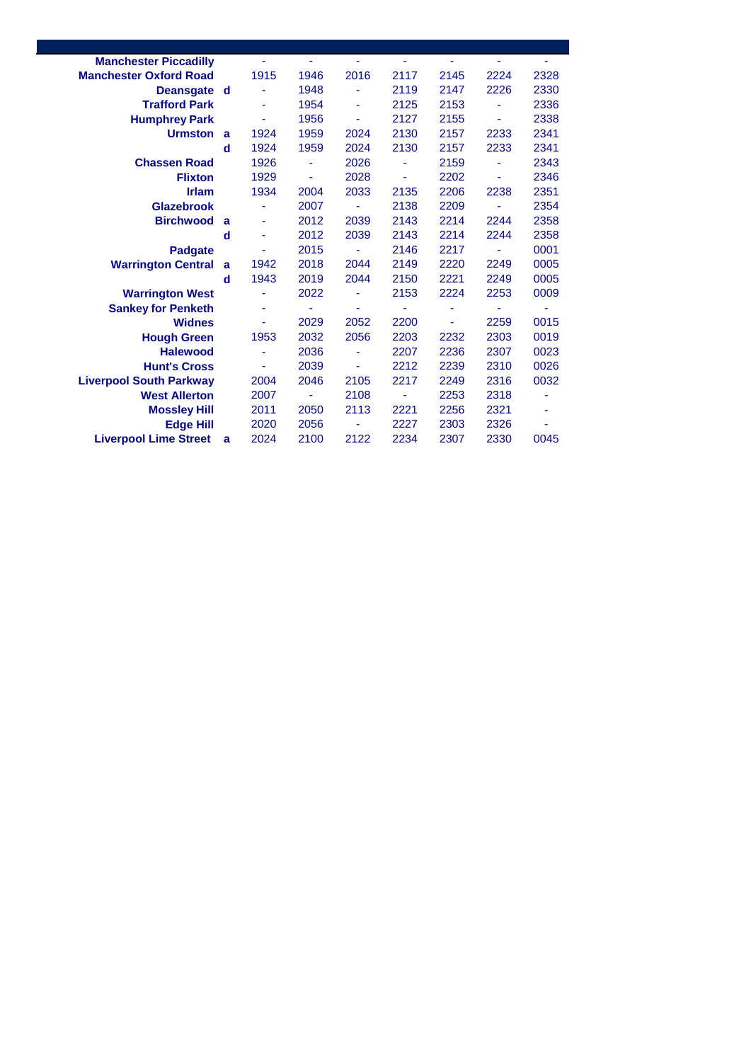| | | | | | | | | |
|---|---|---|---|---|---|---|---|---|
| **Manchester Piccadilly** | | - | - | - | - | - | - | - |
| **Manchester Oxford Road** | | 1915 | 1946 | 2016 | 2117 | 2145 | 2224 | 2328 |
| **Deansgate** | **d** | - | 1948 | - | 2119 | 2147 | 2226 | 2330 |
| **Trafford Park** | | - | 1954 | - | 2125 | 2153 | - | 2336 |
| **Humphrey Park** | | - | 1956 | - | 2127 | 2155 | - | 2338 |
| **Urmston** | **a** | 1924 | 1959 | 2024 | 2130 | 2157 | 2233 | 2341 |
| | **d** | 1924 | 1959 | 2024 | 2130 | 2157 | 2233 | 2341 |
| **Chassen Road** | | 1926 | - | 2026 | - | 2159 | - | 2343 |
| **Flixton** | | 1929 | - | 2028 | - | 2202 | - | 2346 |
| **Irlam** | | 1934 | 2004 | 2033 | 2135 | 2206 | 2238 | 2351 |
| **Glazebrook** | | - | 2007 | - | 2138 | 2209 | - | 2354 |
| **Birchwood** | **a** | - | 2012 | 2039 | 2143 | 2214 | 2244 | 2358 |
| | **d** | - | 2012 | 2039 | 2143 | 2214 | 2244 | 2358 |
| **Padgate** | | - | 2015 | - | 2146 | 2217 | - | 0001 |
| **Warrington Central** | **a** | 1942 | 2018 | 2044 | 2149 | 2220 | 2249 | 0005 |
| | **d** | 1943 | 2019 | 2044 | 2150 | 2221 | 2249 | 0005 |
| **Warrington West** | | - | 2022 | - | 2153 | 2224 | 2253 | 0009 |
| **Sankey for Penketh** | | - | - | - | - | - | - | - |
| **Widnes** | | - | 2029 | 2052 | 2200 | - | 2259 | 0015 |
| **Hough Green** | | 1953 | 2032 | 2056 | 2203 | 2232 | 2303 | 0019 |
| **Halewood** | | - | 2036 | - | 2207 | 2236 | 2307 | 0023 |
| **Hunt's Cross** | | - | 2039 | - | 2212 | 2239 | 2310 | 0026 |
| **Liverpool South Parkway** | | 2004 | 2046 | 2105 | 2217 | 2249 | 2316 | 0032 |
| **West Allerton** | | 2007 | - | 2108 | - | 2253 | 2318 | - |
| **Mossley Hill** | | 2011 | 2050 | 2113 | 2221 | 2256 | 2321 | - |
| **Edge Hill** | | 2020 | 2056 | - | 2227 | 2303 | 2326 | - |
| **Liverpool Lime Street** | **a** | 2024 | 2100 | 2122 | 2234 | 2307 | 2330 | 0045 |